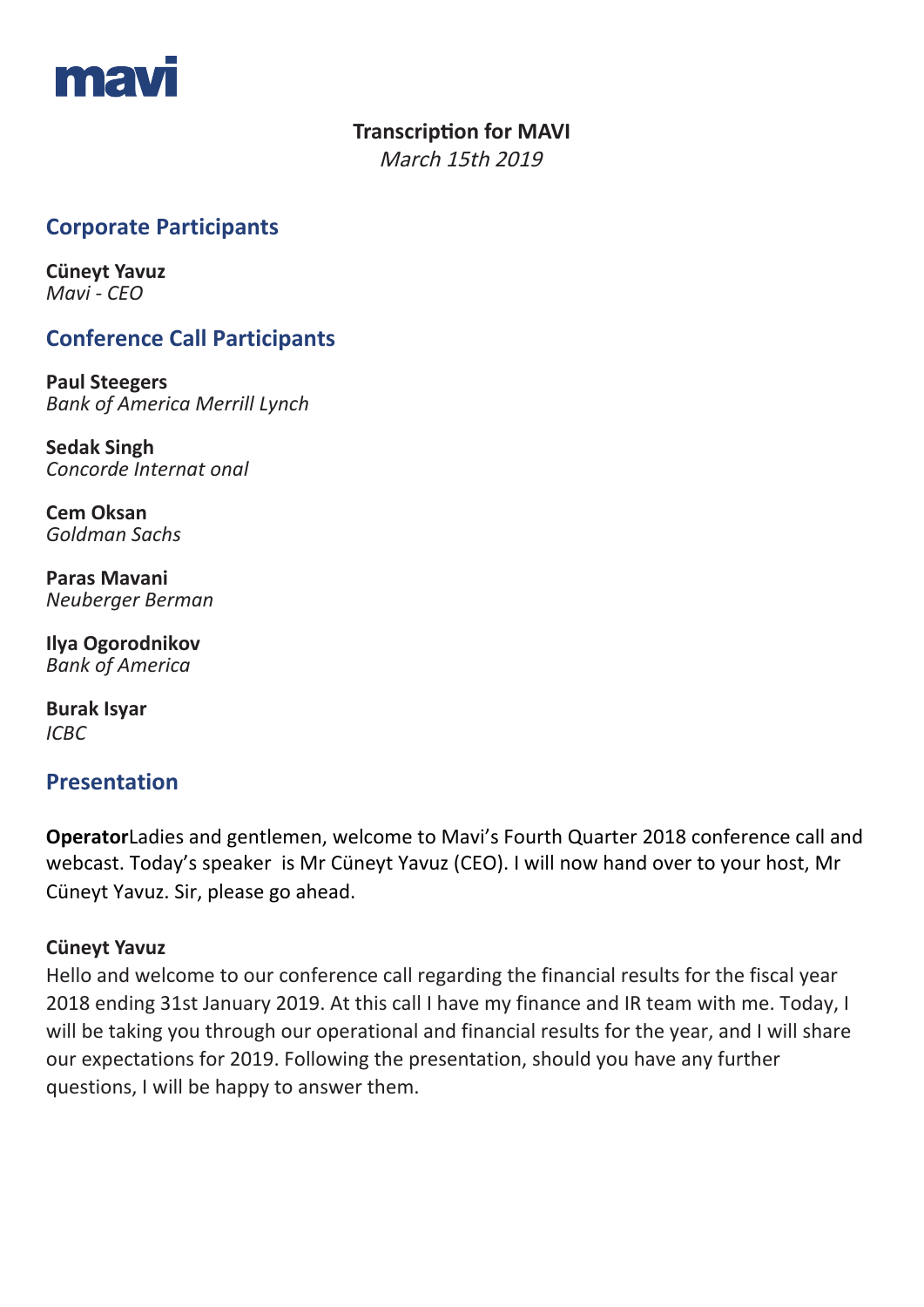mavi

**Transcription for MAVI**
*March 15th 2019*

## Corporate Participants

**Cüneyt Yavuz**
*Mavi - CEO*

## Conference Call Participants

**Paul Steegers**
*Bank of America Merrill Lynch*

**Sedak Singh**
*Concorde Internat onal*

**Cem Oksan**
*Goldman Sachs*

**Paras Mavani**
*Neuberger Berman*

**Ilya Ogorodnikov**
*Bank of America*

**Burak Isyar**
*ICBC*

## Presentation

**Operator**Ladies and gentlemen, welcome to Mavi's Fourth Quarter 2018 conference call and webcast. Today's speaker is Mr Cüneyt Yavuz (CEO). I will now hand over to your host, Mr Cüneyt Yavuz. Sir, please go ahead.

**Cüneyt Yavuz**
Hello and welcome to our conference call regarding the financial results for the fiscal year 2018 ending 31st January 2019. At this call I have my finance and IR team with me. Today, I will be taking you through our operational and financial results for the year, and I will share our expectations for 2019. Following the presentation, should you have any further questions, I will be happy to answer them.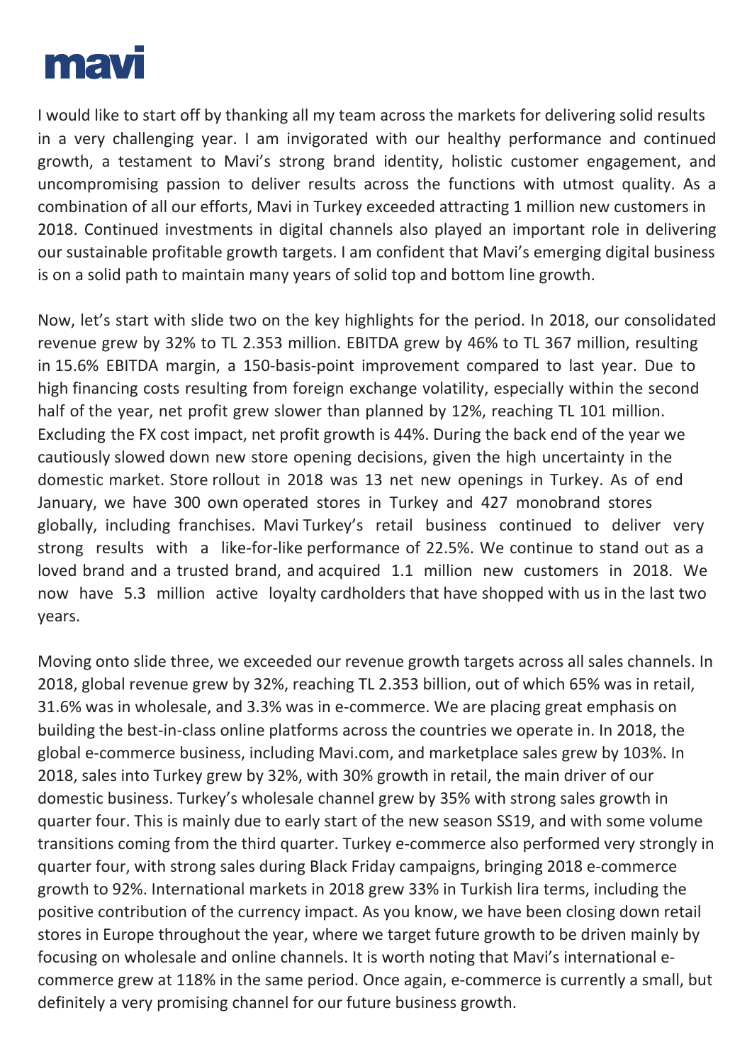I would like to start off by thanking all my team across the markets for delivering solid results in a very challenging year. I am invigorated with our healthy performance and continued growth, a testament to Mavi's strong brand identity, holistic customer engagement, and uncompromising passion to deliver results across the functions with utmost quality. As a combination of all our efforts, Mavi in Turkey exceeded attracting 1 million new customers in 2018. Continued investments in digital channels also played an important role in delivering our sustainable profitable growth targets. I am confident that Mavi's emerging digital business is on a solid path to maintain many years of solid top and bottom line growth.

Now, let's start with slide two on the key highlights for the period. In 2018, our consolidated revenue grew by 32% to TL 2.353 million. EBITDA grew by 46% to TL 367 million, resulting in 15.6% EBITDA margin, a 150-basis-point improvement compared to last year. Due to high financing costs resulting from foreign exchange volatility, especially within the second half of the year, net profit grew slower than planned by 12%, reaching TL 101 million. Excluding the FX cost impact, net profit growth is 44%. During the back end of the year we cautiously slowed down new store opening decisions, given the high uncertainty in the domestic market. Store rollout in 2018 was 13 net new openings in Turkey. As of end January, we have 300 own operated stores in Turkey and 427 monobrand stores globally, including franchises. Mavi Turkey's retail business continued to deliver very strong results with a like-for-like performance of 22.5%. We continue to stand out as a loved brand and a trusted brand, and acquired 1.1 million new customers in 2018. We now have 5.3 million active loyalty cardholders that have shopped with us in the last two years.

Moving onto slide three, we exceeded our revenue growth targets across all sales channels. In 2018, global revenue grew by 32%, reaching TL 2.353 billion, out of which 65% was in retail, 31.6% was in wholesale, and 3.3% was in e-commerce. We are placing great emphasis on building the best-in-class online platforms across the countries we operate in. In 2018, the global e-commerce business, including Mavi.com, and marketplace sales grew by 103%. In 2018, sales into Turkey grew by 32%, with 30% growth in retail, the main driver of our domestic business. Turkey's wholesale channel grew by 35% with strong sales growth in quarter four. This is mainly due to early start of the new season SS19, and with some volume transitions coming from the third quarter. Turkey e-commerce also performed very strongly in quarter four, with strong sales during Black Friday campaigns, bringing 2018 e-commerce growth to 92%. International markets in 2018 grew 33% in Turkish lira terms, including the positive contribution of the currency impact. As you know, we have been closing down retail stores in Europe throughout the year, where we target future growth to be driven mainly by focusing on wholesale and online channels. It is worth noting that Mavi's international e-commerce grew at 118% in the same period. Once again, e-commerce is currently a small, but definitely a very promising channel for our future business growth.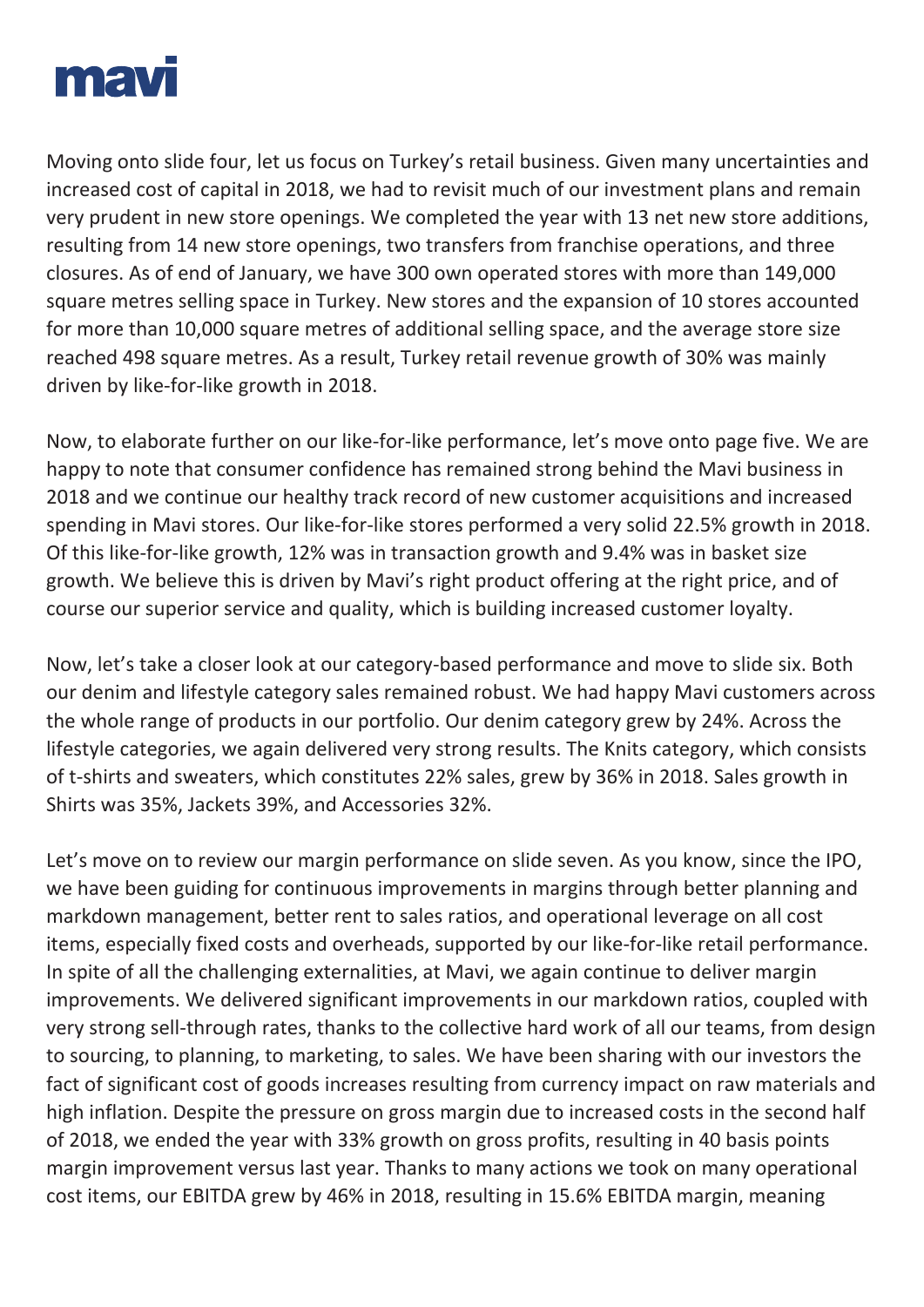Moving onto slide four, let us focus on Turkey's retail business. Given many uncertainties and increased cost of capital in 2018, we had to revisit much of our investment plans and remain very prudent in new store openings. We completed the year with 13 net new store additions, resulting from 14 new store openings, two transfers from franchise operations, and three closures. As of end of January, we have 300 own operated stores with more than 149,000 square metres selling space in Turkey. New stores and the expansion of 10 stores accounted for more than 10,000 square metres of additional selling space, and the average store size reached 498 square metres. As a result, Turkey retail revenue growth of 30% was mainly driven by like-for-like growth in 2018.

Now, to elaborate further on our like-for-like performance, let's move onto page five. We are happy to note that consumer confidence has remained strong behind the Mavi business in 2018 and we continue our healthy track record of new customer acquisitions and increased spending in Mavi stores. Our like-for-like stores performed a very solid 22.5% growth in 2018. Of this like-for-like growth, 12% was in transaction growth and 9.4% was in basket size growth. We believe this is driven by Mavi's right product offering at the right price, and of course our superior service and quality, which is building increased customer loyalty.

Now, let's take a closer look at our category-based performance and move to slide six. Both our denim and lifestyle category sales remained robust. We had happy Mavi customers across the whole range of products in our portfolio. Our denim category grew by 24%. Across the lifestyle categories, we again delivered very strong results. The Knits category, which consists of t-shirts and sweaters, which constitutes 22% sales, grew by 36% in 2018. Sales growth in Shirts was 35%, Jackets 39%, and Accessories 32%.

Let's move on to review our margin performance on slide seven. As you know, since the IPO, we have been guiding for continuous improvements in margins through better planning and markdown management, better rent to sales ratios, and operational leverage on all cost items, especially fixed costs and overheads, supported by our like-for-like retail performance. In spite of all the challenging externalities, at Mavi, we again continue to deliver margin improvements. We delivered significant improvements in our markdown ratios, coupled with very strong sell-through rates, thanks to the collective hard work of all our teams, from design to sourcing, to planning, to marketing, to sales. We have been sharing with our investors the fact of significant cost of goods increases resulting from currency impact on raw materials and high inflation. Despite the pressure on gross margin due to increased costs in the second half of 2018, we ended the year with 33% growth on gross profits, resulting in 40 basis points margin improvement versus last year. Thanks to many actions we took on many operational cost items, our EBITDA grew by 46% in 2018, resulting in 15.6% EBITDA margin, meaning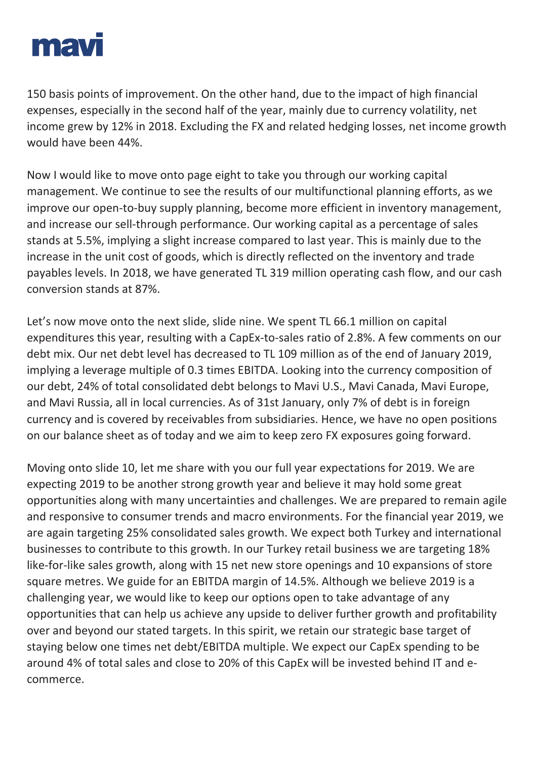150 basis points of improvement. On the other hand, due to the impact of high financial expenses, especially in the second half of the year, mainly due to currency volatility, net income grew by 12% in 2018. Excluding the FX and related hedging losses, net income growth would have been 44%.

Now I would like to move onto page eight to take you through our working capital management. We continue to see the results of our multifunctional planning efforts, as we improve our open-to-buy supply planning, become more efficient in inventory management, and increase our sell-through performance. Our working capital as a percentage of sales stands at 5.5%, implying a slight increase compared to last year. This is mainly due to the increase in the unit cost of goods, which is directly reflected on the inventory and trade payables levels. In 2018, we have generated TL 319 million operating cash flow, and our cash conversion stands at 87%.

Let's now move onto the next slide, slide nine. We spent TL 66.1 million on capital expenditures this year, resulting with a CapEx-to-sales ratio of 2.8%. A few comments on our debt mix. Our net debt level has decreased to TL 109 million as of the end of January 2019, implying a leverage multiple of 0.3 times EBITDA. Looking into the currency composition of our debt, 24% of total consolidated debt belongs to Mavi U.S., Mavi Canada, Mavi Europe, and Mavi Russia, all in local currencies. As of 31st January, only 7% of debt is in foreign currency and is covered by receivables from subsidiaries. Hence, we have no open positions on our balance sheet as of today and we aim to keep zero FX exposures going forward.

Moving onto slide 10, let me share with you our full year expectations for 2019. We are expecting 2019 to be another strong growth year and believe it may hold some great opportunities along with many uncertainties and challenges. We are prepared to remain agile and responsive to consumer trends and macro environments. For the financial year 2019, we are again targeting 25% consolidated sales growth. We expect both Turkey and international businesses to contribute to this growth. In our Turkey retail business we are targeting 18% like-for-like sales growth, along with 15 net new store openings and 10 expansions of store square metres. We guide for an EBITDA margin of 14.5%. Although we believe 2019 is a challenging year, we would like to keep our options open to take advantage of any opportunities that can help us achieve any upside to deliver further growth and profitability over and beyond our stated targets. In this spirit, we retain our strategic base target of staying below one times net debt/EBITDA multiple. We expect our CapEx spending to be around 4% of total sales and close to 20% of this CapEx will be invested behind IT and e-commerce.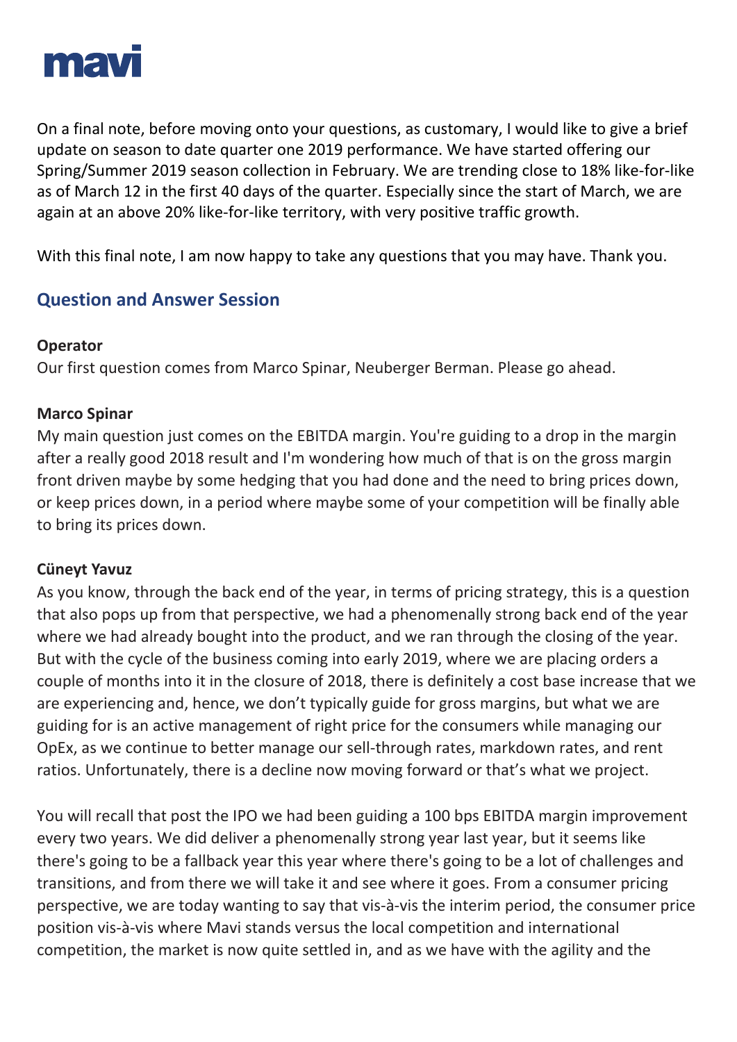On a final note, before moving onto your questions, as customary, I would like to give a brief update on season to date quarter one 2019 performance. We have started offering our Spring/Summer 2019 season collection in February. We are trending close to 18% like-for-like as of March 12 in the first 40 days of the quarter. Especially since the start of March, we are again at an above 20% like-for-like territory, with very positive traffic growth.

With this final note, I am now happy to take any questions that you may have. Thank you.

## Question and Answer Session

**Operator**
Our first question comes from Marco Spinar, Neuberger Berman. Please go ahead.

**Marco Spinar**
My main question just comes on the EBITDA margin. You're guiding to a drop in the margin after a really good 2018 result and I'm wondering how much of that is on the gross margin front driven maybe by some hedging that you had done and the need to bring prices down, or keep prices down, in a period where maybe some of your competition will be finally able to bring its prices down.

**Cüneyt Yavuz**
As you know, through the back end of the year, in terms of pricing strategy, this is a question that also pops up from that perspective, we had a phenomenally strong back end of the year where we had already bought into the product, and we ran through the closing of the year. But with the cycle of the business coming into early 2019, where we are placing orders a couple of months into it in the closure of 2018, there is definitely a cost base increase that we are experiencing and, hence, we don't typically guide for gross margins, but what we are guiding for is an active management of right price for the consumers while managing our OpEx, as we continue to better manage our sell-through rates, markdown rates, and rent ratios. Unfortunately, there is a decline now moving forward or that's what we project.

You will recall that post the IPO we had been guiding a 100 bps EBITDA margin improvement every two years. We did deliver a phenomenally strong year last year, but it seems like there's going to be a fallback year this year where there's going to be a lot of challenges and transitions, and from there we will take it and see where it goes. From a consumer pricing perspective, we are today wanting to say that vis-à-vis the interim period, the consumer price position vis-à-vis where Mavi stands versus the local competition and international competition, the market is now quite settled in, and as we have with the agility and the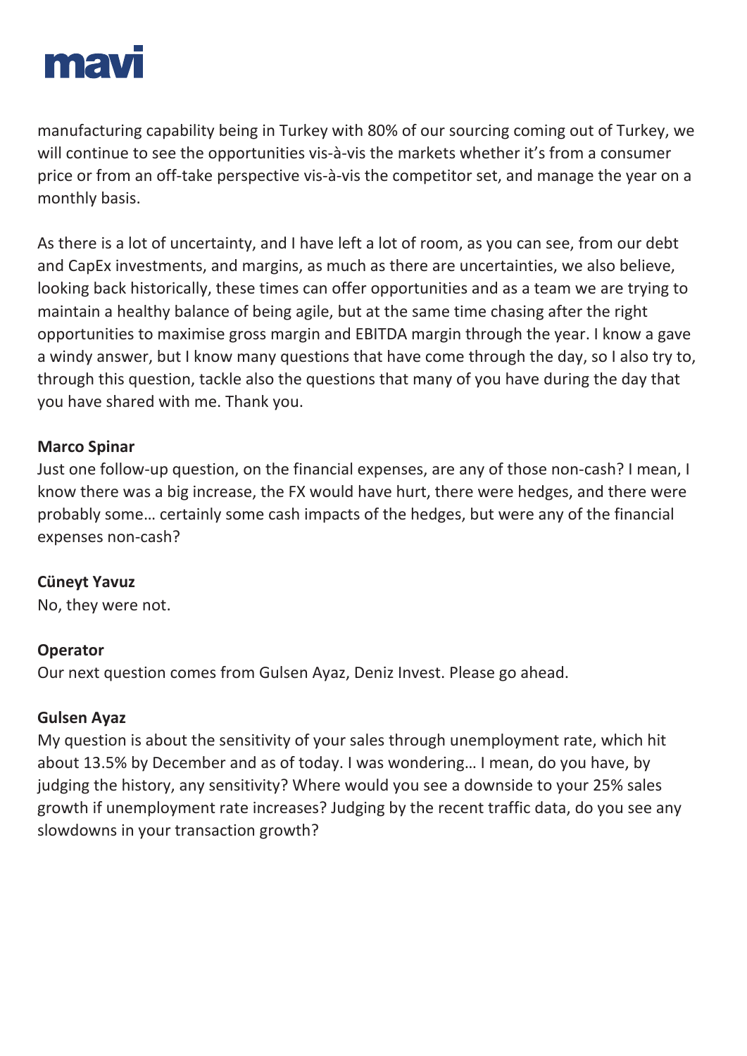manufacturing capability being in Turkey with 80% of our sourcing coming out of Turkey, we will continue to see the opportunities vis-à-vis the markets whether it's from a consumer price or from an off-take perspective vis-à-vis the competitor set, and manage the year on a monthly basis.

As there is a lot of uncertainty, and I have left a lot of room, as you can see, from our debt and CapEx investments, and margins, as much as there are uncertainties, we also believe, looking back historically, these times can offer opportunities and as a team we are trying to maintain a healthy balance of being agile, but at the same time chasing after the right opportunities to maximise gross margin and EBITDA margin through the year. I know a gave a windy answer, but I know many questions that have come through the day, so I also try to, through this question, tackle also the questions that many of you have during the day that you have shared with me. Thank you.

**Marco Spinar**
Just one follow-up question, on the financial expenses, are any of those non-cash? I mean, I know there was a big increase, the FX would have hurt, there were hedges, and there were probably some… certainly some cash impacts of the hedges, but were any of the financial expenses non-cash?

**Cüneyt Yavuz**
No, they were not.

**Operator**
Our next question comes from Gulsen Ayaz, Deniz Invest. Please go ahead.

**Gulsen Ayaz**
My question is about the sensitivity of your sales through unemployment rate, which hit about 13.5% by December and as of today. I was wondering… I mean, do you have, by judging the history, any sensitivity? Where would you see a downside to your 25% sales growth if unemployment rate increases? Judging by the recent traffic data, do you see any slowdowns in your transaction growth?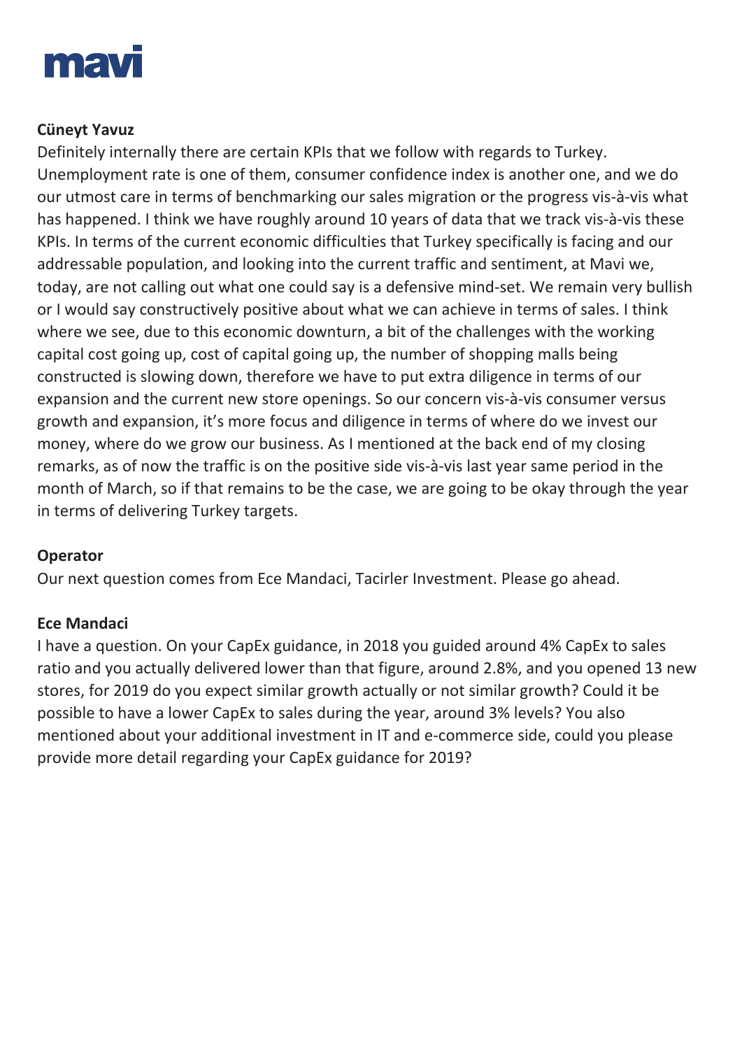**Cüneyt Yavuz**

Definitely internally there are certain KPIs that we follow with regards to Turkey. Unemployment rate is one of them, consumer confidence index is another one, and we do our utmost care in terms of benchmarking our sales migration or the progress vis-à-vis what has happened. I think we have roughly around 10 years of data that we track vis-à-vis these KPIs. In terms of the current economic difficulties that Turkey specifically is facing and our addressable population, and looking into the current traffic and sentiment, at Mavi we, today, are not calling out what one could say is a defensive mind-set. We remain very bullish or I would say constructively positive about what we can achieve in terms of sales. I think where we see, due to this economic downturn, a bit of the challenges with the working capital cost going up, cost of capital going up, the number of shopping malls being constructed is slowing down, therefore we have to put extra diligence in terms of our expansion and the current new store openings. So our concern vis-à-vis consumer versus growth and expansion, it's more focus and diligence in terms of where do we invest our money, where do we grow our business. As I mentioned at the back end of my closing remarks, as of now the traffic is on the positive side vis-à-vis last year same period in the month of March, so if that remains to be the case, we are going to be okay through the year in terms of delivering Turkey targets.

**Operator**

Our next question comes from Ece Mandaci, Tacirler Investment. Please go ahead.

**Ece Mandaci**

I have a question. On your CapEx guidance, in 2018 you guided around 4% CapEx to sales ratio and you actually delivered lower than that figure, around 2.8%, and you opened 13 new stores, for 2019 do you expect similar growth actually or not similar growth? Could it be possible to have a lower CapEx to sales during the year, around 3% levels? You also mentioned about your additional investment in IT and e-commerce side, could you please provide more detail regarding your CapEx guidance for 2019?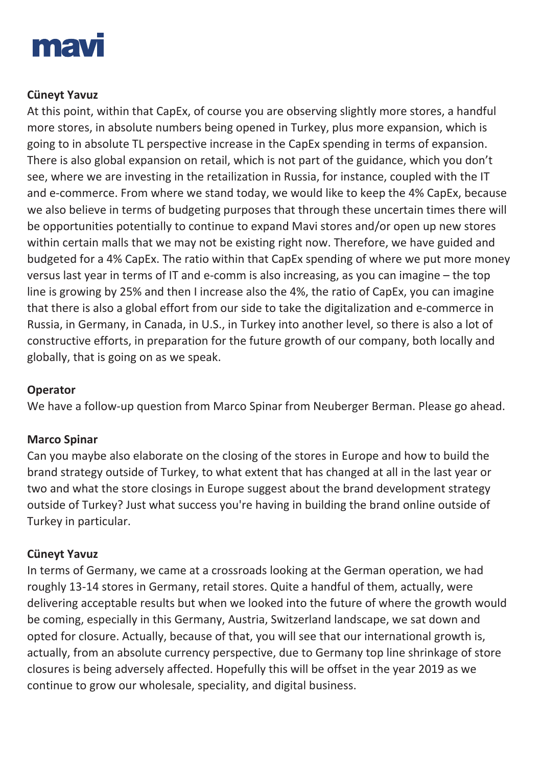**Cüneyt Yavuz**

At this point, within that CapEx, of course you are observing slightly more stores, a handful more stores, in absolute numbers being opened in Turkey, plus more expansion, which is going to in absolute TL perspective increase in the CapEx spending in terms of expansion. There is also global expansion on retail, which is not part of the guidance, which you don't see, where we are investing in the retailization in Russia, for instance, coupled with the IT and e-commerce. From where we stand today, we would like to keep the 4% CapEx, because we also believe in terms of budgeting purposes that through these uncertain times there will be opportunities potentially to continue to expand Mavi stores and/or open up new stores within certain malls that we may not be existing right now. Therefore, we have guided and budgeted for a 4% CapEx. The ratio within that CapEx spending of where we put more money versus last year in terms of IT and e-comm is also increasing, as you can imagine – the top line is growing by 25% and then I increase also the 4%, the ratio of CapEx, you can imagine that there is also a global effort from our side to take the digitalization and e-commerce in Russia, in Germany, in Canada, in U.S., in Turkey into another level, so there is also a lot of constructive efforts, in preparation for the future growth of our company, both locally and globally, that is going on as we speak.

**Operator**

We have a follow-up question from Marco Spinar from Neuberger Berman. Please go ahead.

**Marco Spinar**

Can you maybe also elaborate on the closing of the stores in Europe and how to build the brand strategy outside of Turkey, to what extent that has changed at all in the last year or two and what the store closings in Europe suggest about the brand development strategy outside of Turkey? Just what success you're having in building the brand online outside of Turkey in particular.

**Cüneyt Yavuz**

In terms of Germany, we came at a crossroads looking at the German operation, we had roughly 13-14 stores in Germany, retail stores. Quite a handful of them, actually, were delivering acceptable results but when we looked into the future of where the growth would be coming, especially in this Germany, Austria, Switzerland landscape, we sat down and opted for closure. Actually, because of that, you will see that our international growth is, actually, from an absolute currency perspective, due to Germany top line shrinkage of store closures is being adversely affected. Hopefully this will be offset in the year 2019 as we continue to grow our wholesale, speciality, and digital business.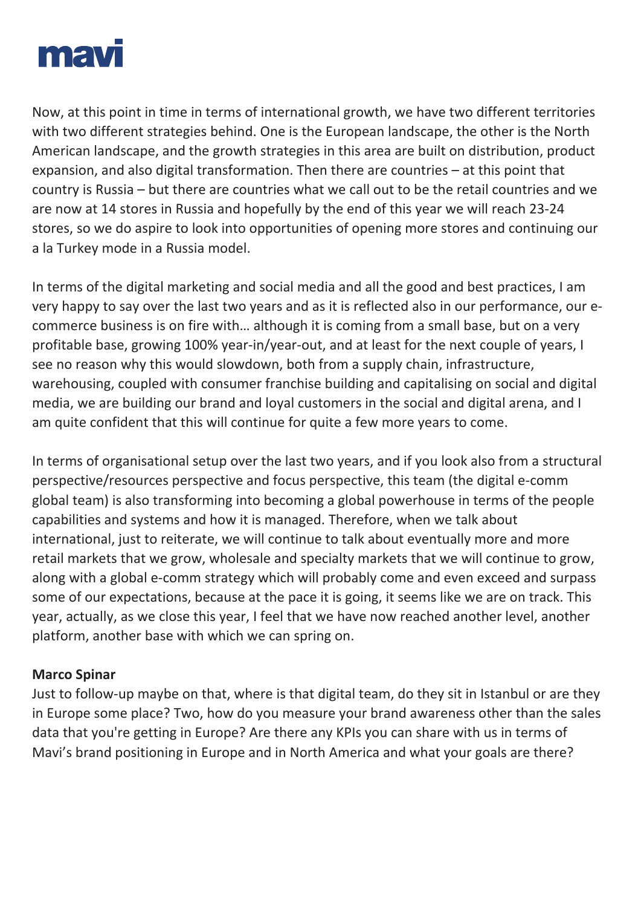Now, at this point in time in terms of international growth, we have two different territories with two different strategies behind. One is the European landscape, the other is the North American landscape, and the growth strategies in this area are built on distribution, product expansion, and also digital transformation. Then there are countries – at this point that country is Russia – but there are countries what we call out to be the retail countries and we are now at 14 stores in Russia and hopefully by the end of this year we will reach 23-24 stores, so we do aspire to look into opportunities of opening more stores and continuing our a la Turkey mode in a Russia model.

In terms of the digital marketing and social media and all the good and best practices, I am very happy to say over the last two years and as it is reflected also in our performance, our e-commerce business is on fire with… although it is coming from a small base, but on a very profitable base, growing 100% year-in/year-out, and at least for the next couple of years, I see no reason why this would slowdown, both from a supply chain, infrastructure, warehousing, coupled with consumer franchise building and capitalising on social and digital media, we are building our brand and loyal customers in the social and digital arena, and I am quite confident that this will continue for quite a few more years to come.

In terms of organisational setup over the last two years, and if you look also from a structural perspective/resources perspective and focus perspective, this team (the digital e-comm global team) is also transforming into becoming a global powerhouse in terms of the people capabilities and systems and how it is managed. Therefore, when we talk about international, just to reiterate, we will continue to talk about eventually more and more retail markets that we grow, wholesale and specialty markets that we will continue to grow, along with a global e-comm strategy which will probably come and even exceed and surpass some of our expectations, because at the pace it is going, it seems like we are on track. This year, actually, as we close this year, I feel that we have now reached another level, another platform, another base with which we can spring on.

**Marco Spinar**
Just to follow-up maybe on that, where is that digital team, do they sit in Istanbul or are they in Europe some place? Two, how do you measure your brand awareness other than the sales data that you're getting in Europe? Are there any KPIs you can share with us in terms of Mavi's brand positioning in Europe and in North America and what your goals are there?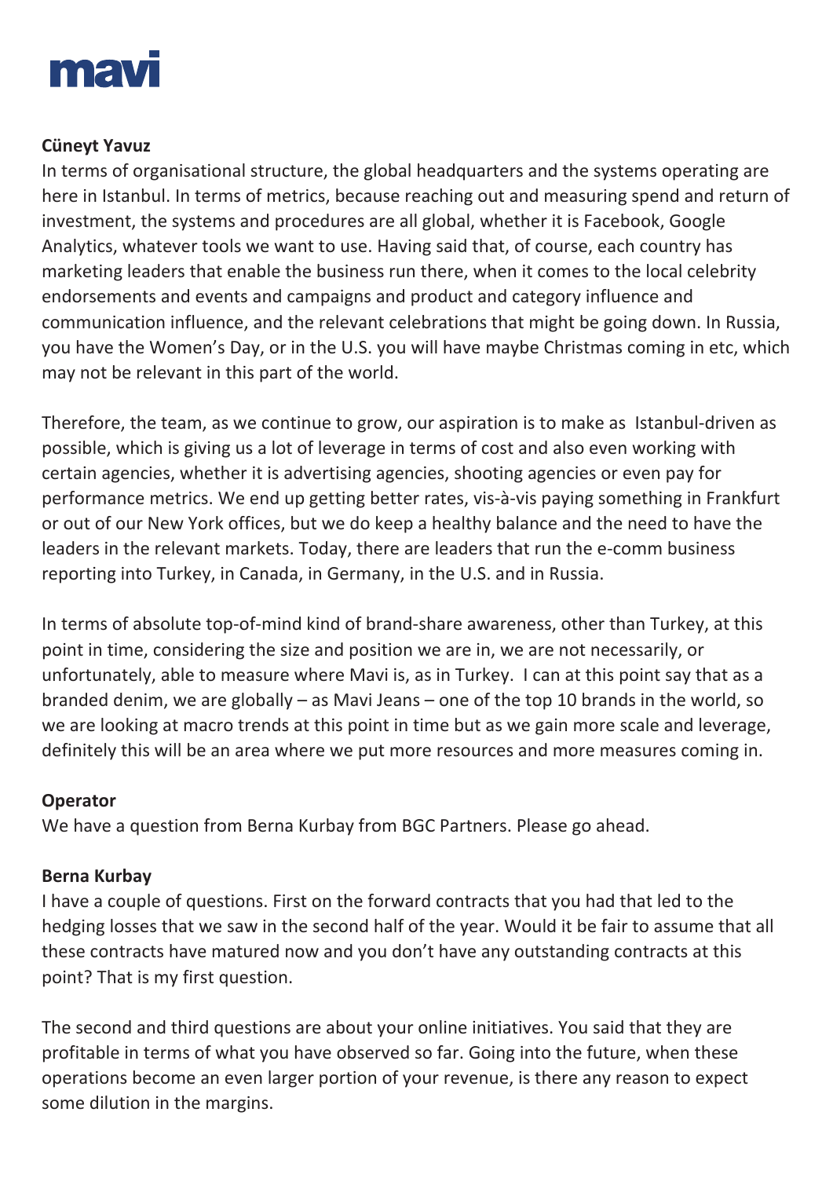**Cüneyt Yavuz**
In terms of organisational structure, the global headquarters and the systems operating are here in Istanbul. In terms of metrics, because reaching out and measuring spend and return of investment, the systems and procedures are all global, whether it is Facebook, Google Analytics, whatever tools we want to use. Having said that, of course, each country has marketing leaders that enable the business run there, when it comes to the local celebrity endorsements and events and campaigns and product and category influence and communication influence, and the relevant celebrations that might be going down. In Russia, you have the Women's Day, or in the U.S. you will have maybe Christmas coming in etc, which may not be relevant in this part of the world.

Therefore, the team, as we continue to grow, our aspiration is to make as Istanbul-driven as possible, which is giving us a lot of leverage in terms of cost and also even working with certain agencies, whether it is advertising agencies, shooting agencies or even pay for performance metrics. We end up getting better rates, vis-à-vis paying something in Frankfurt or out of our New York offices, but we do keep a healthy balance and the need to have the leaders in the relevant markets. Today, there are leaders that run the e-comm business reporting into Turkey, in Canada, in Germany, in the U.S. and in Russia.

In terms of absolute top-of-mind kind of brand-share awareness, other than Turkey, at this point in time, considering the size and position we are in, we are not necessarily, or unfortunately, able to measure where Mavi is, as in Turkey. I can at this point say that as a branded denim, we are globally – as Mavi Jeans – one of the top 10 brands in the world, so we are looking at macro trends at this point in time but as we gain more scale and leverage, definitely this will be an area where we put more resources and more measures coming in.

**Operator**
We have a question from Berna Kurbay from BGC Partners. Please go ahead.

**Berna Kurbay**
I have a couple of questions. First on the forward contracts that you had that led to the hedging losses that we saw in the second half of the year. Would it be fair to assume that all these contracts have matured now and you don't have any outstanding contracts at this point? That is my first question.

The second and third questions are about your online initiatives. You said that they are profitable in terms of what you have observed so far. Going into the future, when these operations become an even larger portion of your revenue, is there any reason to expect some dilution in the margins.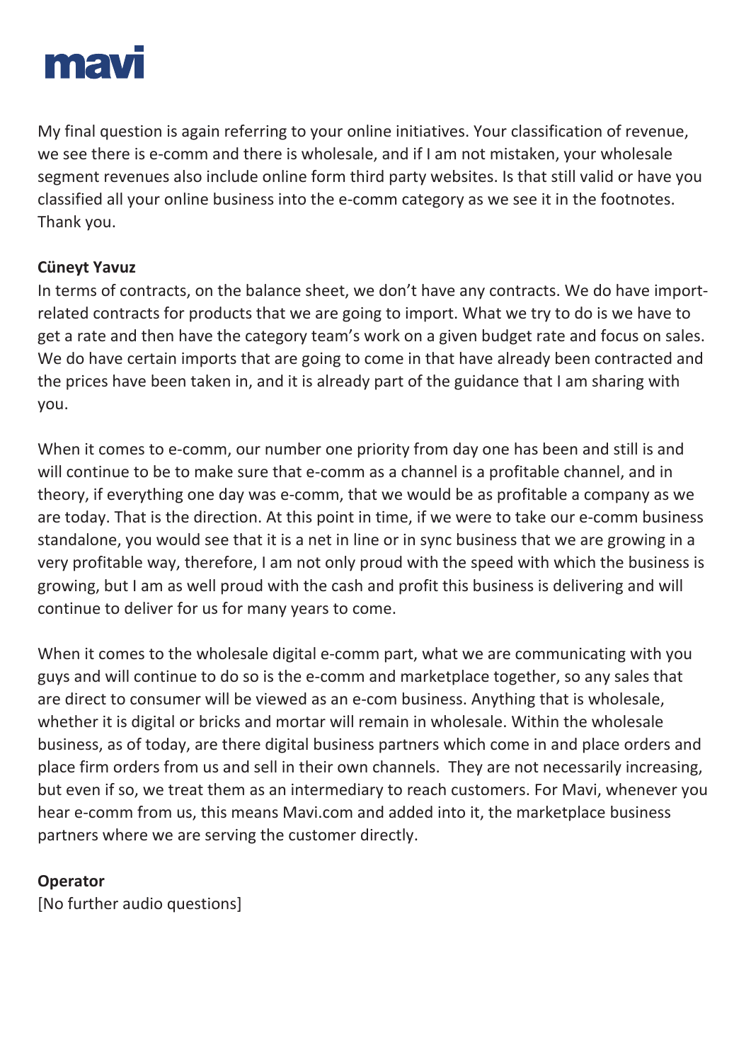My final question is again referring to your online initiatives. Your classification of revenue, we see there is e-comm and there is wholesale, and if I am not mistaken, your wholesale segment revenues also include online form third party websites. Is that still valid or have you classified all your online business into the e-comm category as we see it in the footnotes. Thank you.

**Cüneyt Yavuz**

In terms of contracts, on the balance sheet, we don't have any contracts. We do have import-related contracts for products that we are going to import. What we try to do is we have to get a rate and then have the category team's work on a given budget rate and focus on sales. We do have certain imports that are going to come in that have already been contracted and the prices have been taken in, and it is already part of the guidance that I am sharing with you.

When it comes to e-comm, our number one priority from day one has been and still is and will continue to be to make sure that e-comm as a channel is a profitable channel, and in theory, if everything one day was e-comm, that we would be as profitable a company as we are today. That is the direction. At this point in time, if we were to take our e-comm business standalone, you would see that it is a net in line or in sync business that we are growing in a very profitable way, therefore, I am not only proud with the speed with which the business is growing, but I am as well proud with the cash and profit this business is delivering and will continue to deliver for us for many years to come.

When it comes to the wholesale digital e-comm part, what we are communicating with you guys and will continue to do so is the e-comm and marketplace together, so any sales that are direct to consumer will be viewed as an e-com business. Anything that is wholesale, whether it is digital or bricks and mortar will remain in wholesale. Within the wholesale business, as of today, are there digital business partners which come in and place orders and place firm orders from us and sell in their own channels. They are not necessarily increasing, but even if so, we treat them as an intermediary to reach customers. For Mavi, whenever you hear e-comm from us, this means Mavi.com and added into it, the marketplace business partners where we are serving the customer directly.

**Operator**

[No further audio questions]